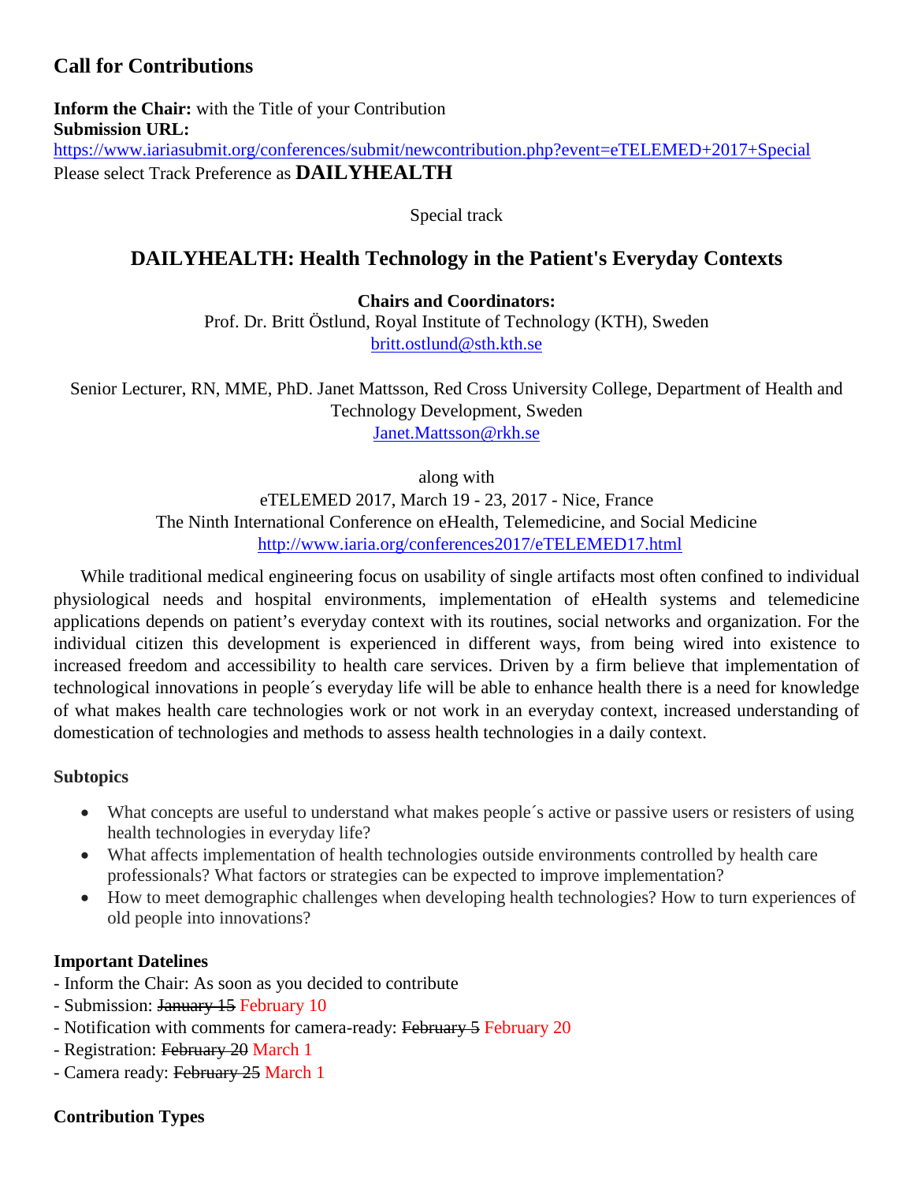## Call for Contributions

**Inform the Chair:** with the Title of your Contribution
**Submission URL:**
https://www.iariasubmit.org/conferences/submit/newcontribution.php?event=eTELEMED+2017+Special
Please select Track Preference as **DAILYHEALTH**

Special track

# DAILYHEALTH: Health Technology in the Patient's Everyday Contexts

**Chairs and Coordinators:**
Prof. Dr. Britt Östlund, Royal Institute of Technology (KTH), Sweden
britt.ostlund@sth.kth.se

Senior Lecturer, RN, MME, PhD. Janet Mattsson, Red Cross University College, Department of Health and Technology Development, Sweden
Janet.Mattsson@rkh.se

along with
eTELEMED 2017, March 19 - 23, 2017 - Nice, France
The Ninth International Conference on eHealth, Telemedicine, and Social Medicine
http://www.iaria.org/conferences2017/eTELEMED17.html

While traditional medical engineering focus on usability of single artifacts most often confined to individual physiological needs and hospital environments, implementation of eHealth systems and telemedicine applications depends on patient's everyday context with its routines, social networks and organization. For the individual citizen this development is experienced in different ways, from being wired into existence to increased freedom and accessibility to health care services. Driven by a firm believe that implementation of technological innovations in people´s everyday life will be able to enhance health there is a need for knowledge of what makes health care technologies work or not work in an everyday context, increased understanding of domestication of technologies and methods to assess health technologies in a daily context.

### Subtopics

- What concepts are useful to understand what makes people´s active or passive users or resisters of using health technologies in everyday life?
- What affects implementation of health technologies outside environments controlled by health care professionals? What factors or strategies can be expected to improve implementation?
- How to meet demographic challenges when developing health technologies? How to turn experiences of old people into innovations?

### Important Datelines

- Inform the Chair: As soon as you decided to contribute
- Submission: ~~January 15~~ February 10
- Notification with comments for camera-ready: ~~February 5~~ February 20
- Registration: ~~February 20~~ March 1
- Camera ready: ~~February 25~~ March 1

### Contribution Types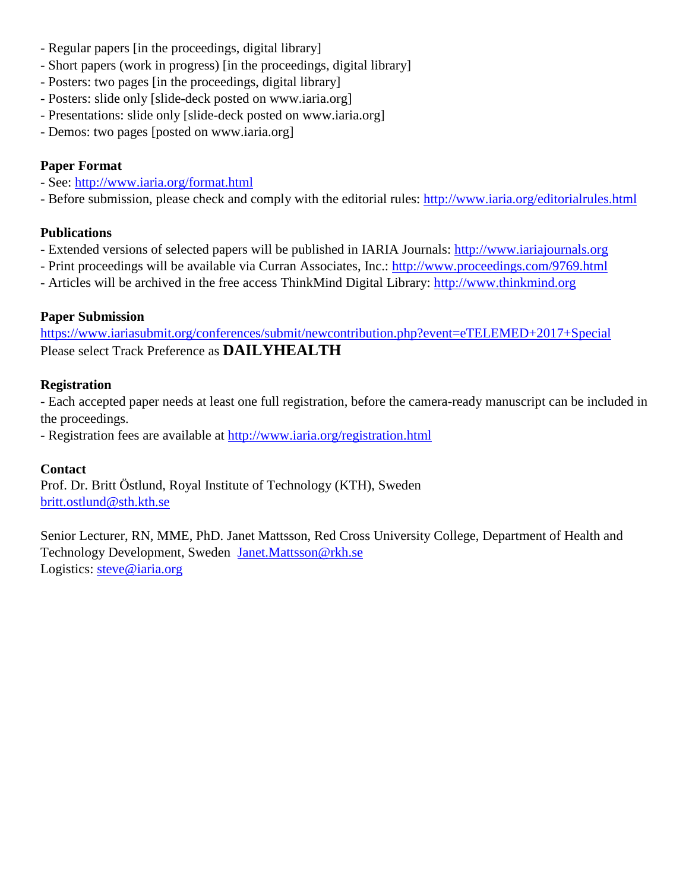- Regular papers [in the proceedings, digital library]
- Short papers (work in progress) [in the proceedings, digital library]
- Posters: two pages [in the proceedings, digital library]
- Posters: slide only [slide-deck posted on www.iaria.org]
- Presentations: slide only [slide-deck posted on www.iaria.org]
- Demos: two pages [posted on www.iaria.org]

**Paper Format**

- See: http://www.iaria.org/format.html
- Before submission, please check and comply with the editorial rules: http://www.iaria.org/editorialrules.html

**Publications**

- Extended versions of selected papers will be published in IARIA Journals: http://www.iariajournals.org
- Print proceedings will be available via Curran Associates, Inc.: http://www.proceedings.com/9769.html
- Articles will be archived in the free access ThinkMind Digital Library: http://www.thinkmind.org

**Paper Submission**

https://www.iariasubmit.org/conferences/submit/newcontribution.php?event=eTELEMED+2017+Special
Please select Track Preference as **DAILYHEALTH**

**Registration**

- Each accepted paper needs at least one full registration, before the camera-ready manuscript can be included in the proceedings.
- Registration fees are available at http://www.iaria.org/registration.html

**Contact**

Prof. Dr. Britt Östlund, Royal Institute of Technology (KTH), Sweden
britt.ostlund@sth.kth.se

Senior Lecturer, RN, MME, PhD. Janet Mattsson, Red Cross University College, Department of Health and Technology Development, Sweden Janet.Mattsson@rkh.se
Logistics: steve@iaria.org